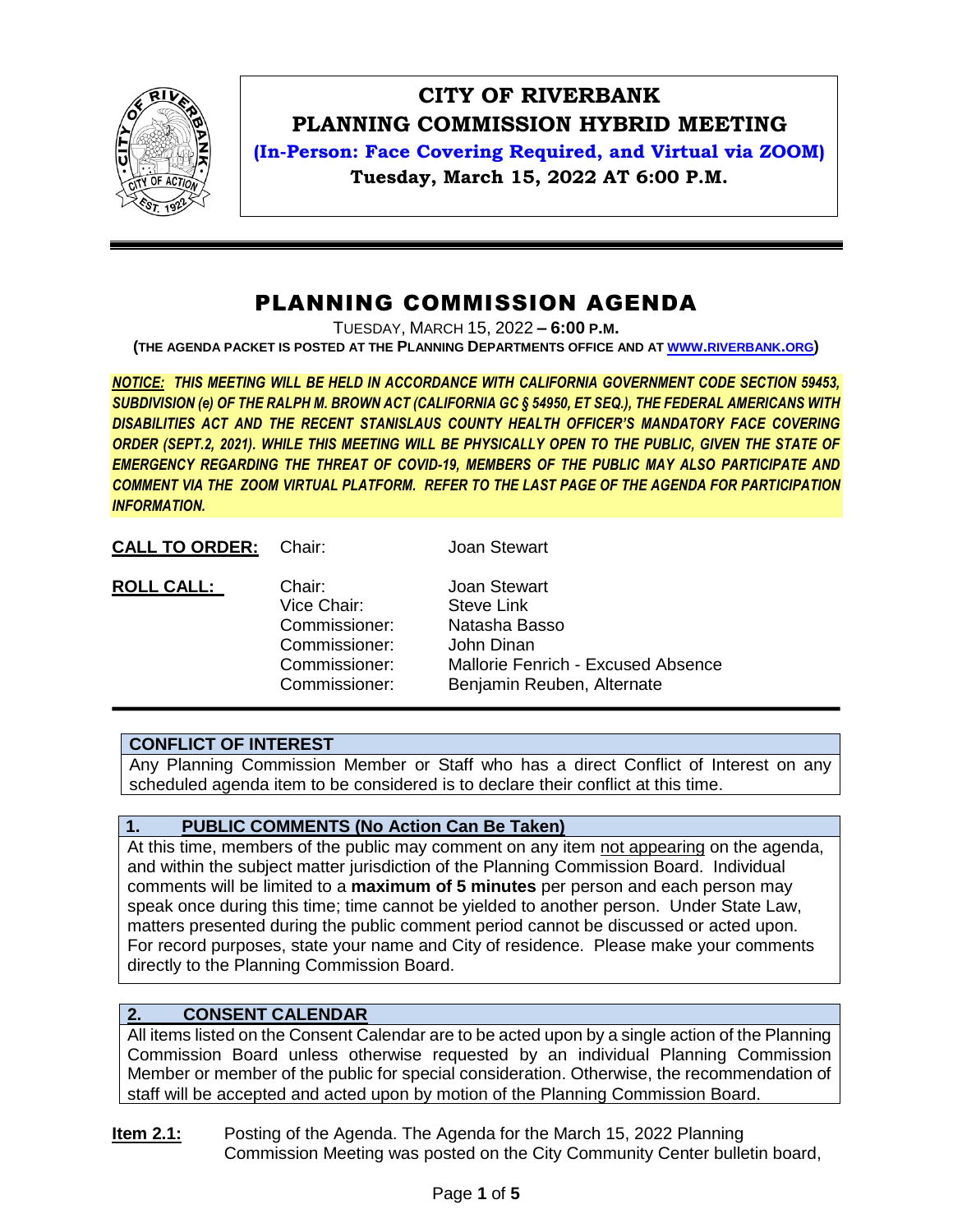# CITY OF RIVERBANK
## PLANNING COMMISSION HYBRID MEETING
**(In-Person: Face Covering Required, and Virtual via ZOOM)**
**Tuesday, March 15, 2022 AT 6:00 P.M.**

# PLANNING COMMISSION AGENDA

TUESDAY, MARCH 15, 2022 – **6:00 P.M.**

**(THE AGENDA PACKET IS POSTED AT THE PLANNING DEPARTMENTS OFFICE AND AT WWW.RIVERBANK.ORG)**

***NOTICE: THIS MEETING WILL BE HELD IN ACCORDANCE WITH CALIFORNIA GOVERNMENT CODE SECTION 59453, SUBDIVISION (e) OF THE RALPH M. BROWN ACT (CALIFORNIA GC § 54950, ET SEQ.), THE FEDERAL AMERICANS WITH DISABILITIES ACT AND THE RECENT STANISLAUS COUNTY HEALTH OFFICER'S MANDATORY FACE COVERING ORDER (SEPT.2, 2021). WHILE THIS MEETING WILL BE PHYSICALLY OPEN TO THE PUBLIC, GIVEN THE STATE OF EMERGENCY REGARDING THE THREAT OF COVID-19, MEMBERS OF THE PUBLIC MAY ALSO PARTICIPATE AND COMMENT VIA THE ZOOM VIRTUAL PLATFORM. REFER TO THE LAST PAGE OF THE AGENDA FOR PARTICIPATION INFORMATION.***

**CALL TO ORDER:** Chair: Joan Stewart

**ROLL CALL:**

| | |
|---|---|
| Chair: | Joan Stewart |
| Vice Chair: | Steve Link |
| Commissioner: | Natasha Basso |
| Commissioner: | John Dinan |
| Commissioner: | Mallorie Fenrich - Excused Absence |
| Commissioner: | Benjamin Reuben, Alternate |

### CONFLICT OF INTEREST

Any Planning Commission Member or Staff who has a direct Conflict of Interest on any scheduled agenda item to be considered is to declare their conflict at this time.

### 1. PUBLIC COMMENTS (No Action Can Be Taken)

At this time, members of the public may comment on any item not appearing on the agenda, and within the subject matter jurisdiction of the Planning Commission Board. Individual comments will be limited to a **maximum of 5 minutes** per person and each person may speak once during this time; time cannot be yielded to another person. Under State Law, matters presented during the public comment period cannot be discussed or acted upon. For record purposes, state your name and City of residence. Please make your comments directly to the Planning Commission Board.

### 2. CONSENT CALENDAR

All items listed on the Consent Calendar are to be acted upon by a single action of the Planning Commission Board unless otherwise requested by an individual Planning Commission Member or member of the public for special consideration. Otherwise, the recommendation of staff will be accepted and acted upon by motion of the Planning Commission Board.

**Item 2.1:** Posting of the Agenda. The Agenda for the March 15, 2022 Planning Commission Meeting was posted on the City Community Center bulletin board,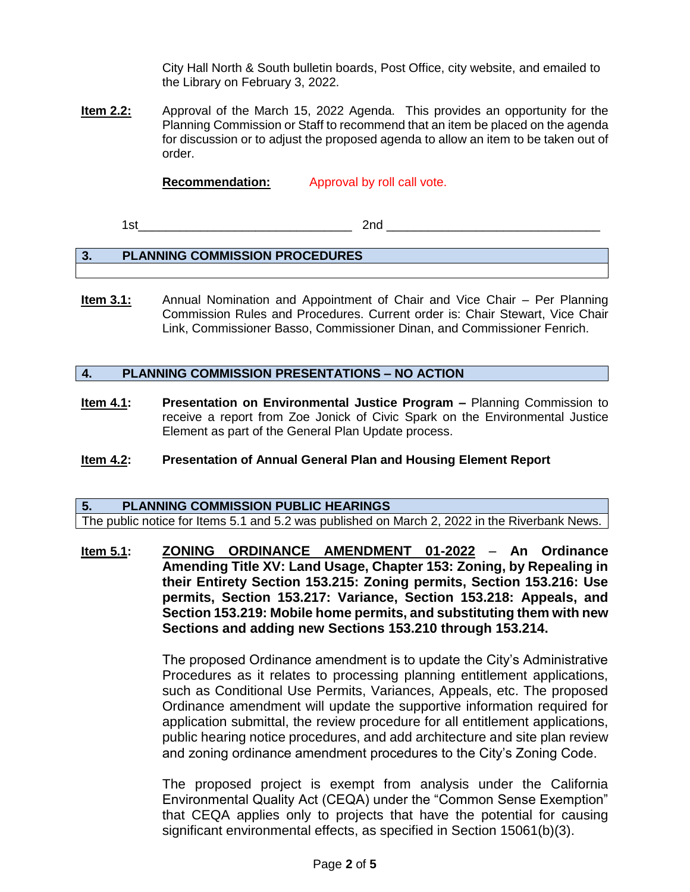City Hall North & South bulletin boards, Post Office, city website, and emailed to the Library on February 3, 2022.

**Item 2.2:** Approval of the March 15, 2022 Agenda. This provides an opportunity for the Planning Commission or Staff to recommend that an item be placed on the agenda for discussion or to adjust the proposed agenda to allow an item to be taken out of order.

**Recommendation:** Approval by roll call vote.

1st______________________________ 2nd ______________________________

## 3. PLANNING COMMISSION PROCEDURES

**Item 3.1:** Annual Nomination and Appointment of Chair and Vice Chair – Per Planning Commission Rules and Procedures. Current order is: Chair Stewart, Vice Chair Link, Commissioner Basso, Commissioner Dinan, and Commissioner Fenrich.

## 4. PLANNING COMMISSION PRESENTATIONS – NO ACTION

**Item 4.1:** **Presentation on Environmental Justice Program –** Planning Commission to receive a report from Zoe Jonick of Civic Spark on the Environmental Justice Element as part of the General Plan Update process.

**Item 4.2:** **Presentation of Annual General Plan and Housing Element Report**

## 5. PLANNING COMMISSION PUBLIC HEARINGS

The public notice for Items 5.1 and 5.2 was published on March 2, 2022 in the Riverbank News.

**Item 5.1:** **ZONING ORDINANCE AMENDMENT 01-2022 – An Ordinance Amending Title XV: Land Usage, Chapter 153: Zoning, by Repealing in their Entirety Section 153.215: Zoning permits, Section 153.216: Use permits, Section 153.217: Variance, Section 153.218: Appeals, and Section 153.219: Mobile home permits, and substituting them with new Sections and adding new Sections 153.210 through 153.214.**

The proposed Ordinance amendment is to update the City's Administrative Procedures as it relates to processing planning entitlement applications, such as Conditional Use Permits, Variances, Appeals, etc. The proposed Ordinance amendment will update the supportive information required for application submittal, the review procedure for all entitlement applications, public hearing notice procedures, and add architecture and site plan review and zoning ordinance amendment procedures to the City's Zoning Code.

The proposed project is exempt from analysis under the California Environmental Quality Act (CEQA) under the "Common Sense Exemption" that CEQA applies only to projects that have the potential for causing significant environmental effects, as specified in Section 15061(b)(3).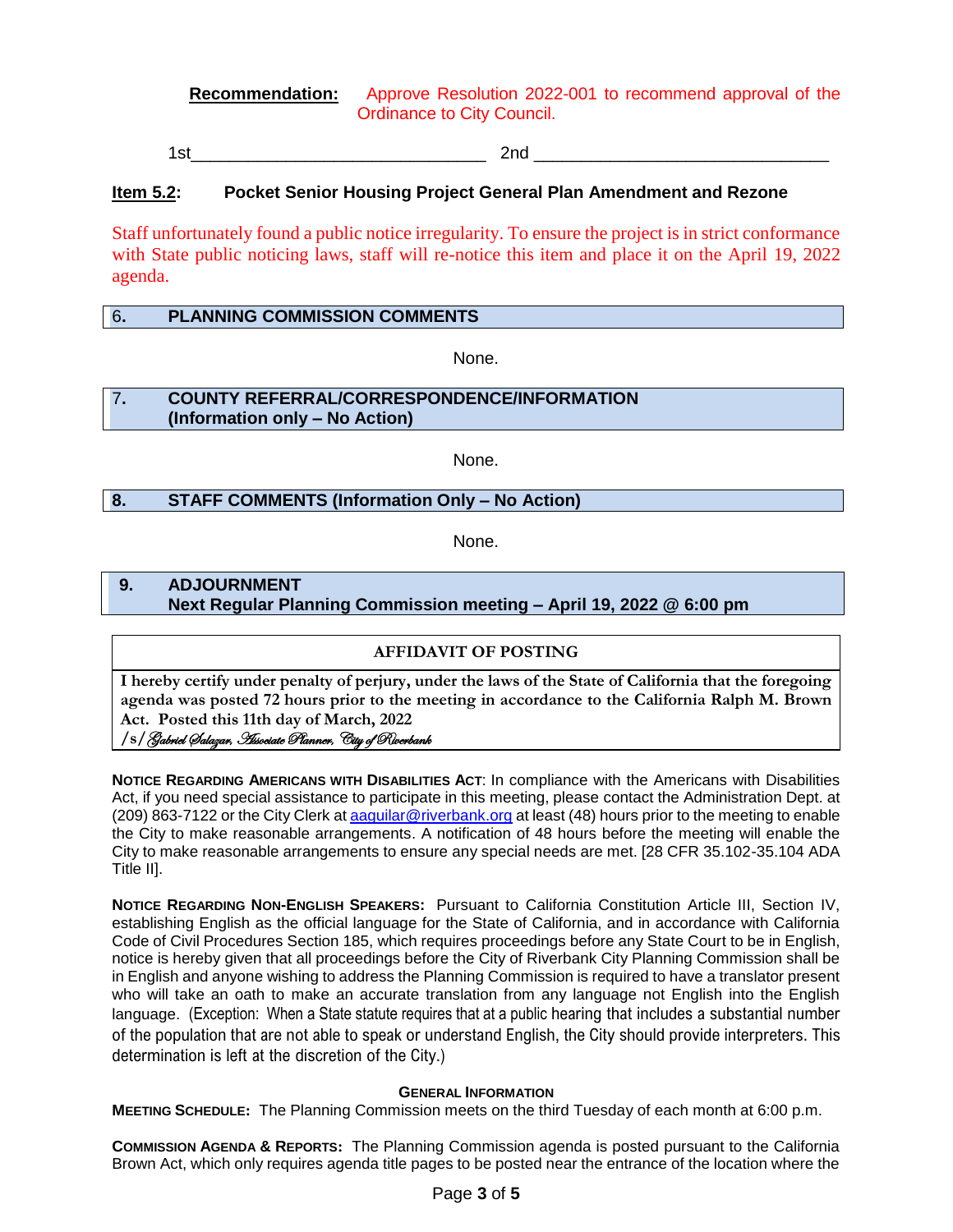**Recommendation:** Approve Resolution 2022-001 to recommend approval of the Ordinance to City Council.

1st______________________________ 2nd ______________________________

**Item 5.2:** **Pocket Senior Housing Project General Plan Amendment and Rezone**

Staff unfortunately found a public notice irregularity. To ensure the project is in strict conformance with State public noticing laws, staff will re-notice this item and place it on the April 19, 2022 agenda.

## 6. PLANNING COMMISSION COMMENTS

None.

## 7. COUNTY REFERRAL/CORRESPONDENCE/INFORMATION (Information only – No Action)

None.

## 8. STAFF COMMENTS (Information Only – No Action)

None.

## 9. ADJOURNMENT

**Next Regular Planning Commission meeting – April 19, 2022 @ 6:00 pm**

**AFFIDAVIT OF POSTING**

**I hereby certify under penalty of perjury, under the laws of the State of California that the foregoing agenda was posted 72 hours prior to the meeting in accordance to the California Ralph M. Brown Act. Posted this 11th day of March, 2022**
/s/ *Gabriel Salazar, Associate Planner, City of Riverbank*

**NOTICE REGARDING AMERICANS WITH DISABILITIES ACT**: In compliance with the Americans with Disabilities Act, if you need special assistance to participate in this meeting, please contact the Administration Dept. at (209) 863-7122 or the City Clerk at aaguilar@riverbank.org at least (48) hours prior to the meeting to enable the City to make reasonable arrangements. A notification of 48 hours before the meeting will enable the City to make reasonable arrangements to ensure any special needs are met. [28 CFR 35.102-35.104 ADA Title II].

**NOTICE REGARDING NON-ENGLISH SPEAKERS:** Pursuant to California Constitution Article III, Section IV, establishing English as the official language for the State of California, and in accordance with California Code of Civil Procedures Section 185, which requires proceedings before any State Court to be in English, notice is hereby given that all proceedings before the City of Riverbank City Planning Commission shall be in English and anyone wishing to address the Planning Commission is required to have a translator present who will take an oath to make an accurate translation from any language not English into the English language. (Exception: When a State statute requires that at a public hearing that includes a substantial number of the population that are not able to speak or understand English, the City should provide interpreters. This determination is left at the discretion of the City.)

**GENERAL INFORMATION**

**MEETING SCHEDULE:** The Planning Commission meets on the third Tuesday of each month at 6:00 p.m.

**COMMISSION AGENDA & REPORTS:** The Planning Commission agenda is posted pursuant to the California Brown Act, which only requires agenda title pages to be posted near the entrance of the location where the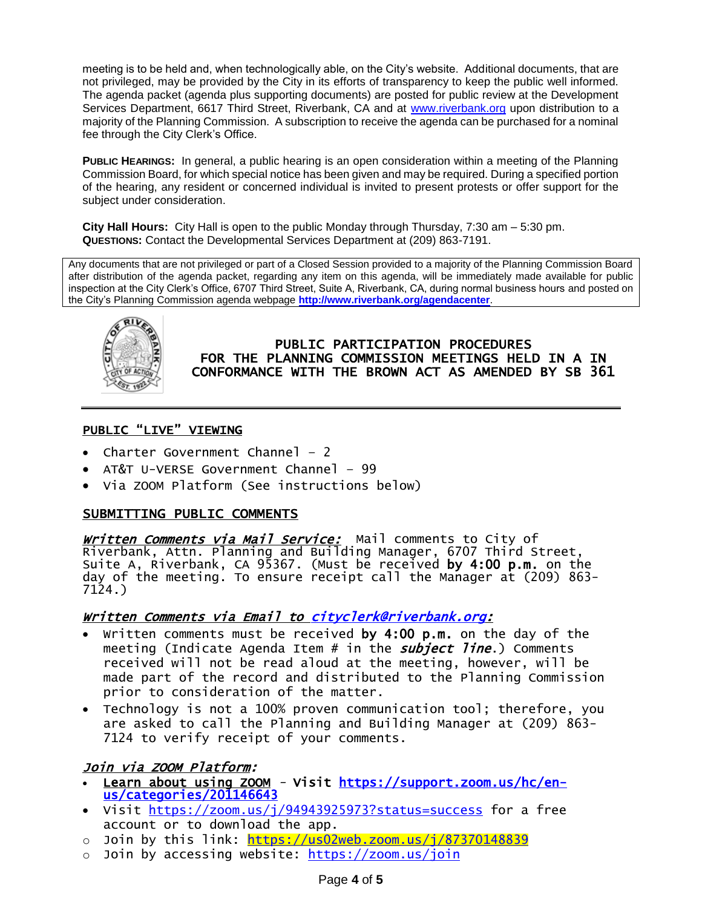meeting is to be held and, when technologically able, on the City's website. Additional documents, that are not privileged, may be provided by the City in its efforts of transparency to keep the public well informed. The agenda packet (agenda plus supporting documents) are posted for public review at the Development Services Department, 6617 Third Street, Riverbank, CA and at www.riverbank.org upon distribution to a majority of the Planning Commission. A subscription to receive the agenda can be purchased for a nominal fee through the City Clerk's Office.

**PUBLIC HEARINGS:** In general, a public hearing is an open consideration within a meeting of the Planning Commission Board, for which special notice has been given and may be required. During a specified portion of the hearing, any resident or concerned individual is invited to present protests or offer support for the subject under consideration.

**City Hall Hours:** City Hall is open to the public Monday through Thursday, 7:30 am – 5:30 pm.
**QUESTIONS:** Contact the Developmental Services Department at (209) 863-7191.

Any documents that are not privileged or part of a Closed Session provided to a majority of the Planning Commission Board after distribution of the agenda packet, regarding any item on this agenda, will be immediately made available for public inspection at the City Clerk's Office, 6707 Third Street, Suite A, Riverbank, CA, during normal business hours and posted on the City's Planning Commission agenda webpage **http://www.riverbank.org/agendacenter**.

## PUBLIC PARTICIPATION PROCEDURES FOR THE PLANNING COMMISSION MEETINGS HELD IN A IN CONFORMANCE WITH THE BROWN ACT AS AMENDED BY SB 361

### PUBLIC "LIVE" VIEWING

- Charter Government Channel – 2
- AT&T U-VERSE Government Channel – 99
- Via ZOOM Platform (See instructions below)

### SUBMITTING PUBLIC COMMENTS

***Written Comments via Mail Service:*** Mail comments to City of Riverbank, Attn. Planning and Building Manager, 6707 Third Street, Suite A, Riverbank, CA 95367. (Must be received **by 4:00 p.m.** on the day of the meeting. To ensure receipt call the Manager at (209) 863-7124.)

***Written Comments via Email to cityclerk@riverbank.org:***

- Written comments must be received **by 4:00 p.m.** on the day of the meeting (Indicate Agenda Item # in the ***subject line***.) Comments received will not be read aloud at the meeting, however, will be made part of the record and distributed to the Planning Commission prior to consideration of the matter.
- Technology is not a 100% proven communication tool; therefore, you are asked to call the Planning and Building Manager at (209) 863-7124 to verify receipt of your comments.

***Join via ZOOM Platform:***

- **Learn about using ZOOM** - Visit **https://support.zoom.us/hc/en-us/categories/201146643**
- Visit https://zoom.us/j/94943925973?status=success for a free account or to download the app.
  - Join by this link: https://us02web.zoom.us/j/87370148839
  - Join by accessing website: https://zoom.us/join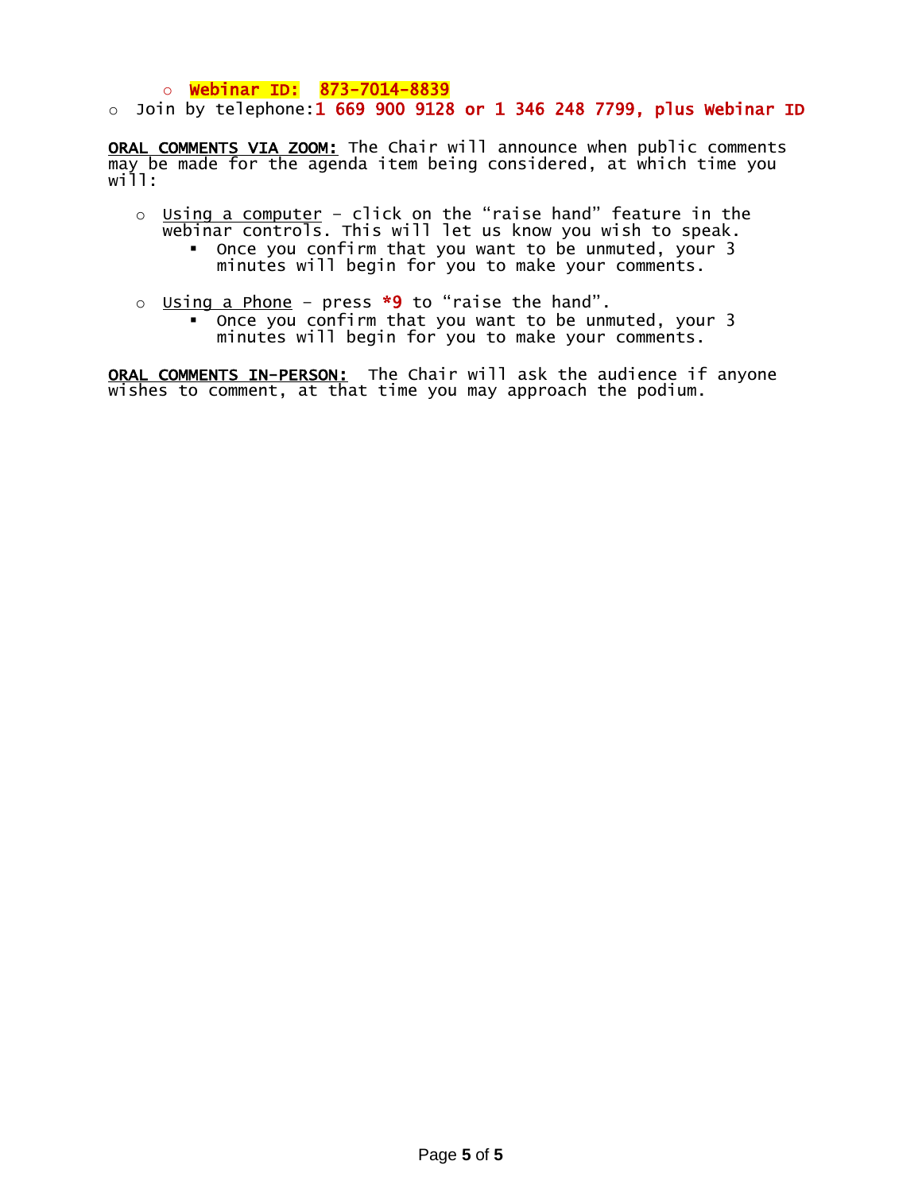- **Webinar ID: 873-7014-8839**
- Join by telephone: **1 669 900 9128 or 1 346 248 7799, plus Webinar ID**

**ORAL COMMENTS VIA ZOOM:** The Chair will announce when public comments may be made for the agenda item being considered, at which time you will:

- Using a computer – click on the “raise hand” feature in the webinar controls. This will let us know you wish to speak.
  - Once you confirm that you want to be unmuted, your 3 minutes will begin for you to make your comments.

- Using a Phone – press **\*9** to “raise the hand”.
  - Once you confirm that you want to be unmuted, your 3 minutes will begin for you to make your comments.

**ORAL COMMENTS IN-PERSON:** The Chair will ask the audience if anyone wishes to comment, at that time you may approach the podium.